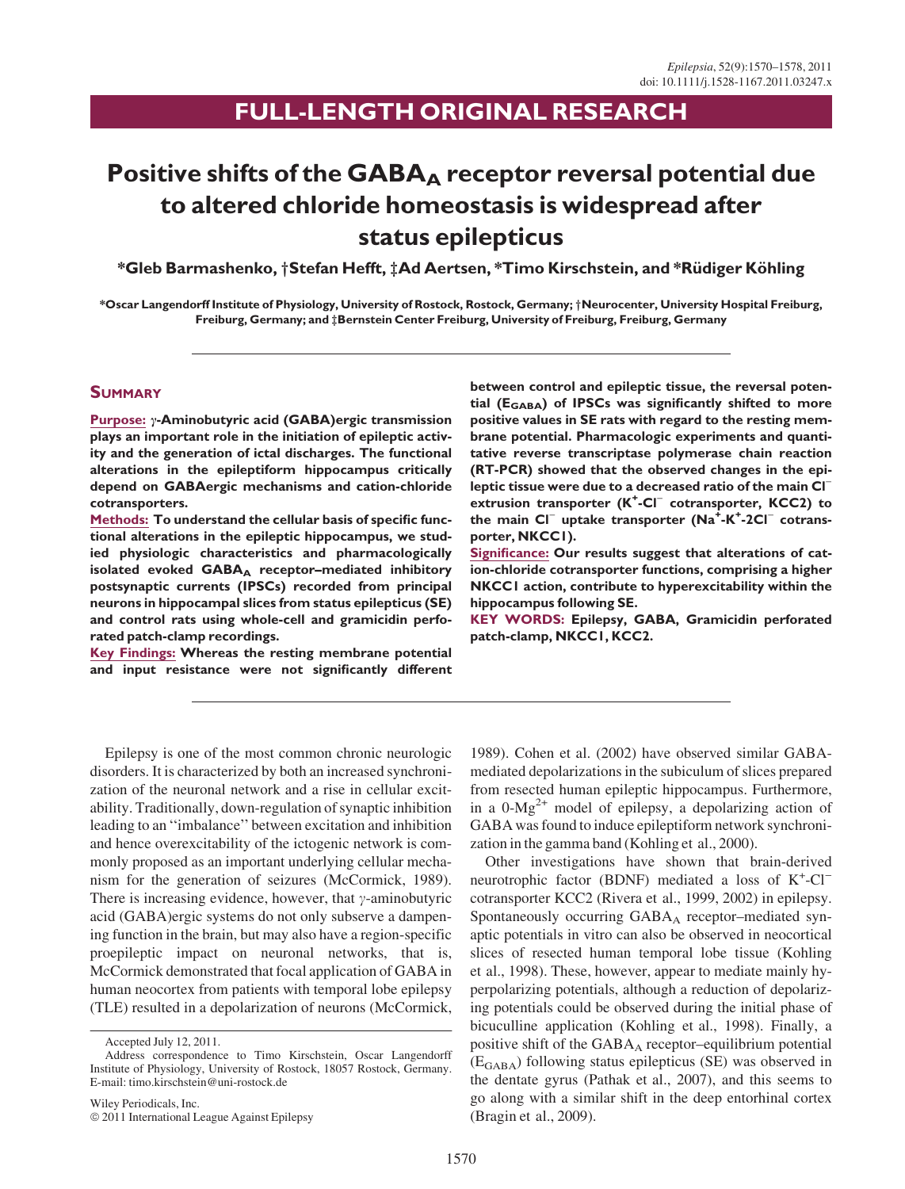FULL-LENGTH ORIGINAL RESEARCH

# Positive shifts of the $GABA_A$ receptor reversal potential due to altered chloride homeostasis is widespread after status epilepticus

**\*Gleb Barmashenko, †Stefan Hefft, ‡Ad Aertsen, \*Timo Kirschstein, and \*Rüdiger Köhling**

\*Oscar Langendorff Institute of Physiology, University of Rostock, Rostock, Germany; †Neurocenter, University Hospital Freiburg, Freiburg, Germany; and ‡Bernstein Center Freiburg, University of Freiburg, Freiburg, Germany

## Summary

**Purpose:** γ-Aminobutyric acid (GABA)ergic transmission plays an important role in the initiation of epileptic activity and the generation of ictal discharges. The functional alterations in the epileptiform hippocampus critically depend on GABAergic mechanisms and cation-chloride cotransporters.

**Methods:** To understand the cellular basis of specific functional alterations in the epileptic hippocampus, we studied physiologic characteristics and pharmacologically isolated evoked $GABA_A$ receptor–mediated inhibitory postsynaptic currents (IPSCs) recorded from principal neurons in hippocampal slices from status epilepticus (SE) and control rats using whole-cell and gramicidin perforated patch-clamp recordings.

**Key Findings:** Whereas the resting membrane potential and input resistance were not significantly different between control and epileptic tissue, the reversal potential ($E_{GABA}$) of IPSCs was significantly shifted to more positive values in SE rats with regard to the resting membrane potential. Pharmacologic experiments and quantitative reverse transcriptase polymerase chain reaction (RT-PCR) showed that the observed changes in the epileptic tissue were due to a decreased ratio of the main $Cl^-$ extrusion transporter ($K^+$-$Cl^-$ cotransporter, KCC2) to the main $Cl^-$ uptake transporter ($Na^+$-$K^+$-$2Cl^-$ cotransporter, NKCC1).

**Significance:** Our results suggest that alterations of cation-chloride cotransporter functions, comprising a higher NKCC1 action, contribute to hyperexcitability within the hippocampus following SE.

**KEY WORDS:** Epilepsy, GABA, Gramicidin perforated patch-clamp, NKCC1, KCC2.

Epilepsy is one of the most common chronic neurologic disorders. It is characterized by both an increased synchronization of the neuronal network and a rise in cellular excitability. Traditionally, down-regulation of synaptic inhibition leading to an "imbalance" between excitation and inhibition and hence overexcitability of the ictogenic network is commonly proposed as an important underlying cellular mechanism for the generation of seizures (McCormick, 1989). There is increasing evidence, however, that γ-aminobutyric acid (GABA)ergic systems do not only subserve a dampening function in the brain, but may also have a region-specific proepileptic impact on neuronal networks, that is, McCormick demonstrated that focal application of GABA in human neocortex from patients with temporal lobe epilepsy (TLE) resulted in a depolarization of neurons (McCormick, 1989). Cohen et al. (2002) have observed similar GABA-mediated depolarizations in the subiculum of slices prepared from resected human epileptic hippocampus. Furthermore, in a 0-$Mg^{2+}$ model of epilepsy, a depolarizing action of GABA was found to induce epileptiform network synchronization in the gamma band (Kohling et al., 2000).

Other investigations have shown that brain-derived neurotrophic factor (BDNF) mediated a loss of $K^+$-$Cl^-$ cotransporter KCC2 (Rivera et al., 1999, 2002) in epilepsy. Spontaneously occurring $GABA_A$ receptor–mediated synaptic potentials in vitro can also be observed in neocortical slices of resected human temporal lobe tissue (Kohling et al., 1998). These, however, appear to mediate mainly hyperpolarizing potentials, although a reduction of depolarizing potentials could be observed during the initial phase of bicuculline application (Kohling et al., 1998). Finally, a positive shift of the $GABA_A$ receptor–equilibrium potential ($E_{GABA}$) following status epilepticus (SE) was observed in the dentate gyrus (Pathak et al., 2007), and this seems to go along with a similar shift in the deep entorhinal cortex (Bragin et al., 2009).

Accepted July 12, 2011.

Address correspondence to Timo Kirschstein, Oscar Langendorff Institute of Physiology, University of Rostock, 18057 Rostock, Germany. E-mail: timo.kirschstein@uni-rostock.de

Wiley Periodicals, Inc.
© 2011 International League Against Epilepsy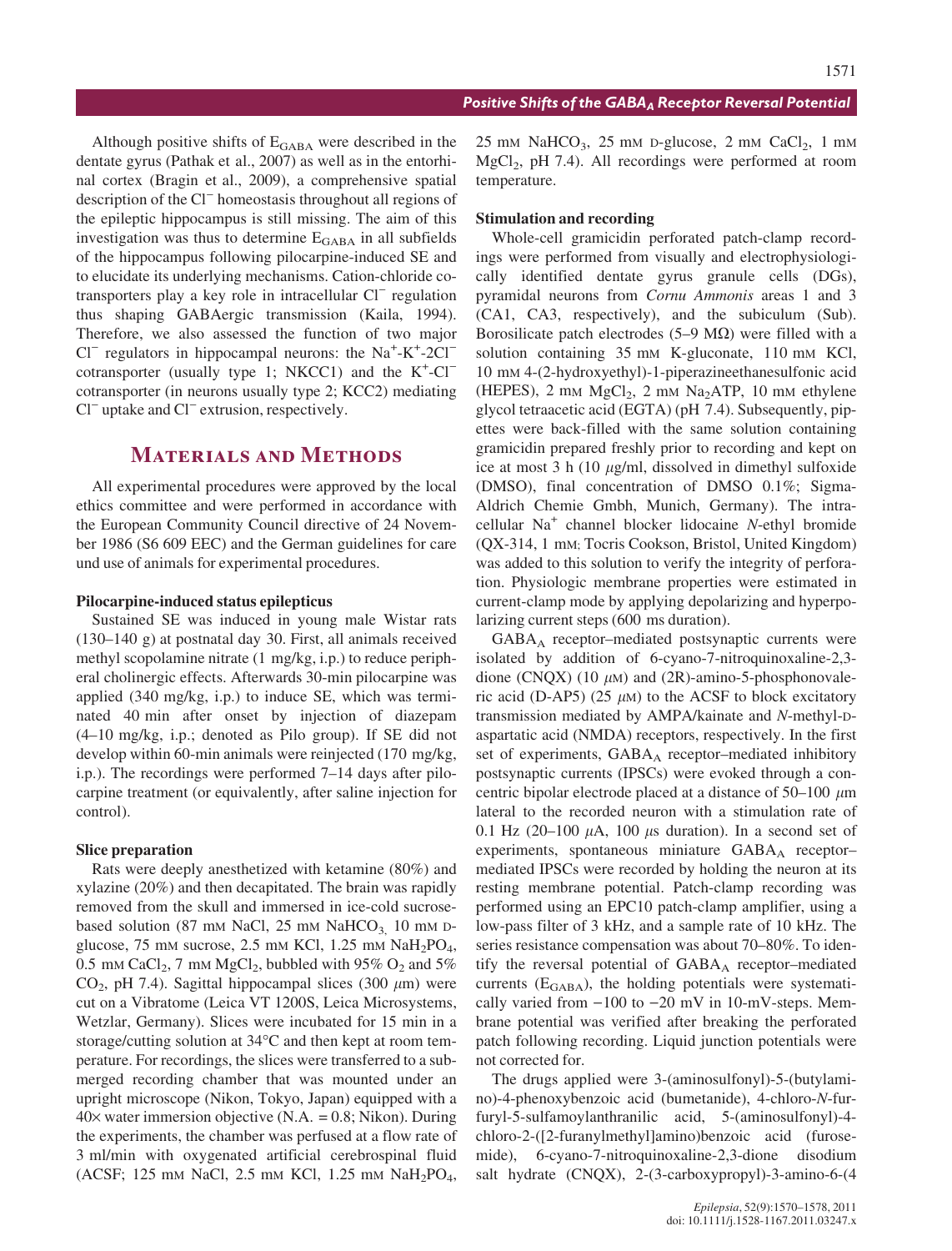Although positive shifts of $E_{GABA}$ were described in the dentate gyrus (Pathak et al., 2007) as well as in the entorhinal cortex (Bragin et al., 2009), a comprehensive spatial description of the $Cl^-$ homeostasis throughout all regions of the epileptic hippocampus is still missing. The aim of this investigation was thus to determine $E_{GABA}$ in all subfields of the hippocampus following pilocarpine-induced SE and to elucidate its underlying mechanisms. Cation-chloride cotransporters play a key role in intracellular $Cl^-$ regulation thus shaping GABAergic transmission (Kaila, 1994). Therefore, we also assessed the function of two major $Cl^-$ regulators in hippocampal neurons: the $Na^+$-$K^+$-$2Cl^-$ cotransporter (usually type 1; NKCC1) and the $K^+$-$Cl^-$ cotransporter (in neurons usually type 2; KCC2) mediating $Cl^-$ uptake and $Cl^-$ extrusion, respectively.

# Materials and Methods

All experimental procedures were approved by the local ethics committee and were performed in accordance with the European Community Council directive of 24 November 1986 (S6 609 EEC) and the German guidelines for care und use of animals for experimental procedures.

### Pilocarpine-induced status epilepticus

Sustained SE was induced in young male Wistar rats (130–140 g) at postnatal day 30. First, all animals received methyl scopolamine nitrate (1 mg/kg, i.p.) to reduce peripheral cholinergic effects. Afterwards 30-min pilocarpine was applied (340 mg/kg, i.p.) to induce SE, which was terminated 40 min after onset by injection of diazepam (4–10 mg/kg, i.p.; denoted as Pilo group). If SE did not develop within 60-min animals were reinjected (170 mg/kg, i.p.). The recordings were performed 7–14 days after pilocarpine treatment (or equivalently, after saline injection for control).

### Slice preparation

Rats were deeply anesthetized with ketamine (80%) and xylazine (20%) and then decapitated. The brain was rapidly removed from the skull and immersed in ice-cold sucrose-based solution (87 mM NaCl, 25 mM $NaHCO_3$, 10 mM D-glucose, 75 mM sucrose, 2.5 mM KCl, 1.25 mM $NaH_2PO_4$, 0.5 mM $CaCl_2$, 7 mM $MgCl_2$, bubbled with 95% $O_2$ and 5% $CO_2$, pH 7.4). Sagittal hippocampal slices (300 $\mu$m) were cut on a Vibratome (Leica VT 1200S, Leica Microsystems, Wetzlar, Germany). Slices were incubated for 15 min in a storage/cutting solution at 34°C and then kept at room temperature. For recordings, the slices were transferred to a submerged recording chamber that was mounted under an upright microscope (Nikon, Tokyo, Japan) equipped with a 40× water immersion objective (N.A. = 0.8; Nikon). During the experiments, the chamber was perfused at a flow rate of 3 ml/min with oxygenated artificial cerebrospinal fluid (ACSF; 125 mM NaCl, 2.5 mM KCl, 1.25 mM $NaH_2PO_4$, 25 mM $NaHCO_3$, 25 mM D-glucose, 2 mM $CaCl_2$, 1 mM $MgCl_2$, pH 7.4). All recordings were performed at room temperature.

### Stimulation and recording

Whole-cell gramicidin perforated patch-clamp recordings were performed from visually and electrophysiologically identified dentate gyrus granule cells (DGs), pyramidal neurons from *Cornu Ammonis* areas 1 and 3 (CA1, CA3, respectively), and the subiculum (Sub). Borosilicate patch electrodes (5–9 M$\Omega$) were filled with a solution containing 35 mM K-gluconate, 110 mM KCl, 10 mM 4-(2-hydroxyethyl)-1-piperazineethanesulfonic acid (HEPES), 2 mM $MgCl_2$, 2 mM $Na_2$ATP, 10 mM ethylene glycol tetraacetic acid (EGTA) (pH 7.4). Subsequently, pipettes were back-filled with the same solution containing gramicidin prepared freshly prior to recording and kept on ice at most 3 h (10 $\mu$g/ml, dissolved in dimethyl sulfoxide (DMSO), final concentration of DMSO 0.1%; Sigma-Aldrich Chemie Gmbh, Munich, Germany). The intracellular $Na^+$ channel blocker lidocaine *N*-ethyl bromide (QX-314, 1 mM; Tocris Cookson, Bristol, United Kingdom) was added to this solution to verify the integrity of perforation. Physiologic membrane properties were estimated in current-clamp mode by applying depolarizing and hyperpolarizing current steps (600 ms duration).

$GABA_A$ receptor–mediated postsynaptic currents were isolated by addition of 6-cyano-7-nitroquinoxaline-2,3-dione (CNQX) (10 $\mu$M) and (2R)-amino-5-phosphonovaleric acid (D-AP5) (25 $\mu$M) to the ACSF to block excitatory transmission mediated by AMPA/kainate and *N*-methyl-D-aspartatic acid (NMDA) receptors, respectively. In the first set of experiments, $GABA_A$ receptor–mediated inhibitory postsynaptic currents (IPSCs) were evoked through a concentric bipolar electrode placed at a distance of 50–100 $\mu$m lateral to the recorded neuron with a stimulation rate of 0.1 Hz (20–100 $\mu$A, 100 $\mu$s duration). In a second set of experiments, spontaneous miniature $GABA_A$ receptor–mediated IPSCs were recorded by holding the neuron at its resting membrane potential. Patch-clamp recording was performed using an EPC10 patch-clamp amplifier, using a low-pass filter of 3 kHz, and a sample rate of 10 kHz. The series resistance compensation was about 70–80%. To identify the reversal potential of $GABA_A$ receptor–mediated currents ($E_{GABA}$), the holding potentials were systematically varied from −100 to −20 mV in 10-mV-steps. Membrane potential was verified after breaking the perforated patch following recording. Liquid junction potentials were not corrected for.

The drugs applied were 3-(aminosulfonyl)-5-(butylamino)-4-phenoxybenzoic acid (bumetanide), 4-chloro-*N*-furfuryl-5-sulfamoylanthranilic acid, 5-(aminosulfonyl)-4-chloro-2-([2-furanylmethyl]amino)benzoic acid (furosemide), 6-cyano-7-nitroquinoxaline-2,3-dione disodium salt hydrate (CNQX), 2-(3-carboxypropyl)-3-amino-6-(4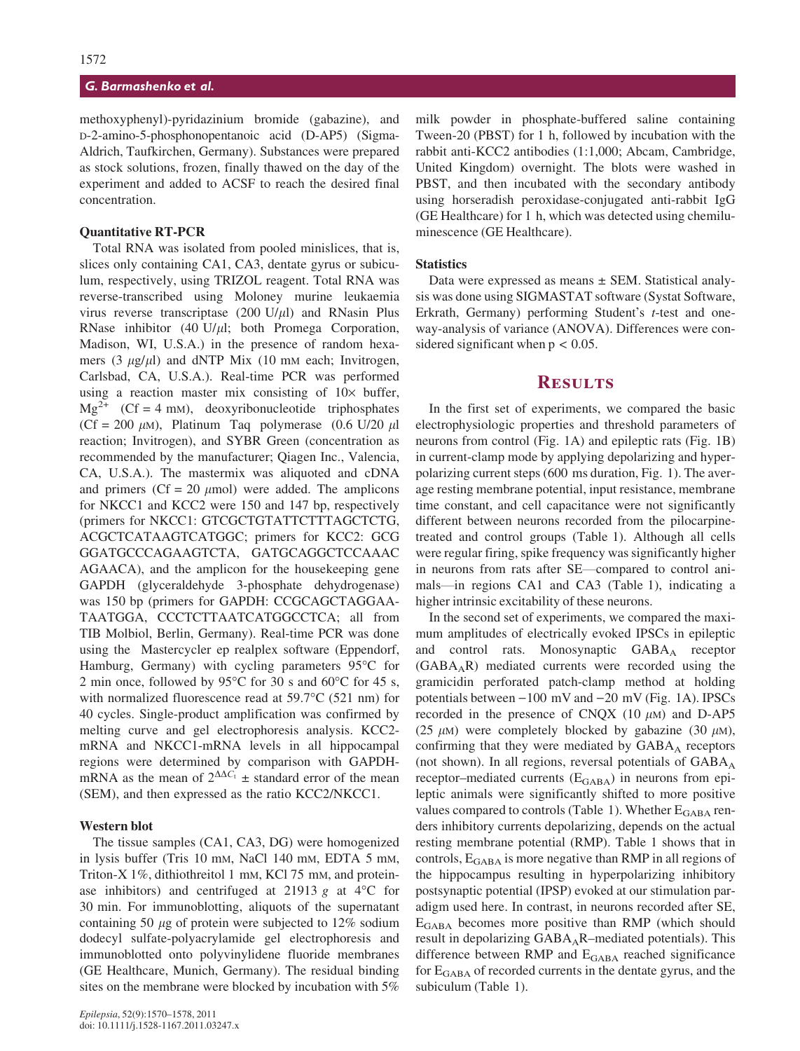methoxyphenyl)-pyridazinium bromide (gabazine), and D-2-amino-5-phosphonopentanoic acid (D-AP5) (Sigma-Aldrich, Taufkirchen, Germany). Substances were prepared as stock solutions, frozen, finally thawed on the day of the experiment and added to ACSF to reach the desired final concentration.

### Quantitative RT-PCR

Total RNA was isolated from pooled minislices, that is, slices only containing CA1, CA3, dentate gyrus or subiculum, respectively, using TRIZOL reagent. Total RNA was reverse-transcribed using Moloney murine leukaemia virus reverse transcriptase (200 U/$\mu$l) and RNasin Plus RNase inhibitor (40 U/$\mu$l; both Promega Corporation, Madison, WI, U.S.A.) in the presence of random hexamers (3 $\mu$g/$\mu$l) and dNTP Mix (10 mM each; Invitrogen, Carlsbad, CA, U.S.A.). Real-time PCR was performed using a reaction master mix consisting of 10× buffer, $Mg^{2+}$ (Cf = 4 mM), deoxyribonucleotide triphosphates (Cf = 200 $\mu$M), Platinum Taq polymerase (0.6 U/20 $\mu$l reaction; Invitrogen), and SYBR Green (concentration as recommended by the manufacturer; Qiagen Inc., Valencia, CA, U.S.A.). The mastermix was aliquoted and cDNA and primers (Cf = 20 $\mu$mol) were added. The amplicons for NKCC1 and KCC2 were 150 and 147 bp, respectively (primers for NKCC1: GTCGCTGTATTCTTTAGCTCTG, ACGCTCATAAGTCATGGC; primers for KCC2: GCG GGATGCCCAGAAGTCTA, GATGCAGGCTCCAAAC AGAACA), and the amplicon for the housekeeping gene GAPDH (glyceraldehyde 3-phosphate dehydrogenase) was 150 bp (primers for GAPDH: CCGCAGCTAGGAA-TAATGGA, CCCTCTTAATCATGGCCTCA; all from TIB Molbiol, Berlin, Germany). Real-time PCR was done using the Mastercycler ep realplex software (Eppendorf, Hamburg, Germany) with cycling parameters 95°C for 2 min once, followed by 95°C for 30 s and 60°C for 45 s, with normalized fluorescence read at 59.7°C (521 nm) for 40 cycles. Single-product amplification was confirmed by melting curve and gel electrophoresis analysis. KCC2-mRNA and NKCC1-mRNA levels in all hippocampal regions were determined by comparison with GAPDH-mRNA as the mean of $2^{\Delta\Delta C_t}$ ± standard error of the mean (SEM), and then expressed as the ratio KCC2/NKCC1.

### Western blot

The tissue samples (CA1, CA3, DG) were homogenized in lysis buffer (Tris 10 mM, NaCl 140 mM, EDTA 5 mM, Triton-X 1%, dithiothreitol 1 mM, KCl 75 mM, and proteinase inhibitors) and centrifuged at 21913 *g* at 4°C for 30 min. For immunoblotting, aliquots of the supernatant containing 50 $\mu$g of protein were subjected to 12% sodium dodecyl sulfate-polyacrylamide gel electrophoresis and immunoblotted onto polyvinylidene fluoride membranes (GE Healthcare, Munich, Germany). The residual binding sites on the membrane were blocked by incubation with 5% milk powder in phosphate-buffered saline containing Tween-20 (PBST) for 1 h, followed by incubation with the rabbit anti-KCC2 antibodies (1:1,000; Abcam, Cambridge, United Kingdom) overnight. The blots were washed in PBST, and then incubated with the secondary antibody using horseradish peroxidase-conjugated anti-rabbit IgG (GE Healthcare) for 1 h, which was detected using chemiluminescence (GE Healthcare).

### Statistics

Data were expressed as means ± SEM. Statistical analysis was done using SIGMASTAT software (Systat Software, Erkrath, Germany) performing Student's *t*-test and one-way-analysis of variance (ANOVA). Differences were considered significant when $p < 0.05$.

## Results

In the first set of experiments, we compared the basic electrophysiologic properties and threshold parameters of neurons from control (Fig. 1A) and epileptic rats (Fig. 1B) in current-clamp mode by applying depolarizing and hyperpolarizing current steps (600 ms duration, Fig. 1). The average resting membrane potential, input resistance, membrane time constant, and cell capacitance were not significantly different between neurons recorded from the pilocarpine-treated and control groups (Table 1). Although all cells were regular firing, spike frequency was significantly higher in neurons from rats after SE—compared to control animals—in regions CA1 and CA3 (Table 1), indicating a higher intrinsic excitability of these neurons.

In the second set of experiments, we compared the maximum amplitudes of electrically evoked IPSCs in epileptic and control rats. Monosynaptic $GABA_A$ receptor ($GABA_AR$) mediated currents were recorded using the gramicidin perforated patch-clamp method at holding potentials between −100 mV and −20 mV (Fig. 1A). IPSCs recorded in the presence of CNQX (10 $\mu$M) and D-AP5 (25 $\mu$M) were completely blocked by gabazine (30 $\mu$M), confirming that they were mediated by $GABA_A$ receptors (not shown). In all regions, reversal potentials of $GABA_A$ receptor–mediated currents ($E_{GABA}$) in neurons from epileptic animals were significantly shifted to more positive values compared to controls (Table 1). Whether $E_{GABA}$ renders inhibitory currents depolarizing, depends on the actual resting membrane potential (RMP). Table 1 shows that in controls, $E_{GABA}$ is more negative than RMP in all regions of the hippocampus resulting in hyperpolarizing inhibitory postsynaptic potential (IPSP) evoked at our stimulation paradigm used here. In contrast, in neurons recorded after SE, $E_{GABA}$ becomes more positive than RMP (which should result in depolarizing $GABA_AR$–mediated potentials). This difference between RMP and $E_{GABA}$ reached significance for $E_{GABA}$ of recorded currents in the dentate gyrus, and the subiculum (Table 1).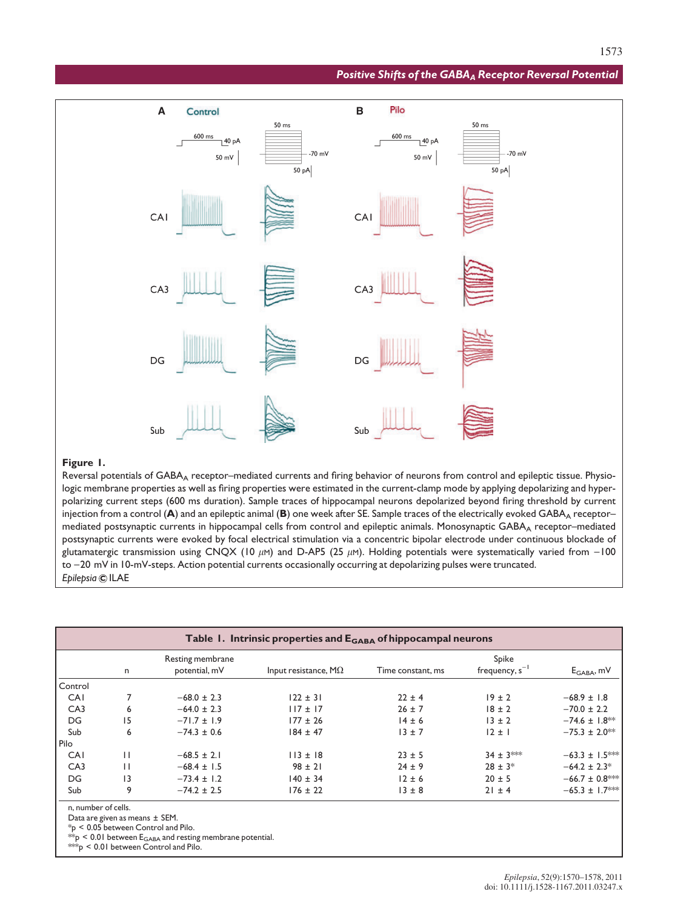**Figure 1.**
Reversal potentials of $GABA_A$ receptor–mediated currents and firing behavior of neurons from control and epileptic tissue. Physiologic membrane properties as well as firing properties were estimated in the current-clamp mode by applying depolarizing and hyperpolarizing current steps (600 ms duration). Sample traces of hippocampal neurons depolarized beyond firing threshold by current injection from a control (**A**) and an epileptic animal (**B**) one week after SE. Sample traces of the electrically evoked $GABA_A$ receptor–mediated postsynaptic currents in hippocampal cells from control and epileptic animals. Monosynaptic $GABA_A$ receptor–mediated postsynaptic currents were evoked by focal electrical stimulation via a concentric bipolar electrode under continuous blockade of glutamatergic transmission using CNQX (10 $\mu$M) and D-AP5 (25 $\mu$M). Holding potentials were systematically varied from −100 to −20 mV in 10-mV-steps. Action potential currents occasionally occurring at depolarizing pulses were truncated.
*Epilepsia* © ILAE

**Table 1. Intrinsic properties and $E_{GABA}$ of hippocampal neurons**

| | n | Resting membrane potential, mV | Input resistance, MΩ | Time constant, ms | Spike frequency, $s^{-1}$ | $E_{GABA}$, mV |
|---|---|---|---|---|---|---|
| Control | | | | | | |
| CA1 | 7 | −68.0 ± 2.3 | 122 ± 31 | 22 ± 4 | 19 ± 2 | −68.9 ± 1.8 |
| CA3 | 6 | −64.0 ± 2.3 | 117 ± 17 | 26 ± 7 | 18 ± 2 | −70.0 ± 2.2 |
| DG | 15 | −71.7 ± 1.9 | 177 ± 26 | 14 ± 6 | 13 ± 2 | −74.6 ± 1.8** |
| Sub | 6 | −74.3 ± 0.6 | 184 ± 47 | 13 ± 7 | 12 ± 1 | −75.3 ± 2.0** |
| Pilo | | | | | | |
| CA1 | 11 | −68.5 ± 2.1 | 113 ± 18 | 23 ± 5 | 34 ± 3*** | −63.3 ± 1.5*** |
| CA3 | 11 | −68.4 ± 1.5 | 98 ± 21 | 24 ± 9 | 28 ± 3* | −64.2 ± 2.3* |
| DG | 13 | −73.4 ± 1.2 | 140 ± 34 | 12 ± 6 | 20 ± 5 | −66.7 ± 0.8*** |
| Sub | 9 | −74.2 ± 2.5 | 176 ± 22 | 13 ± 8 | 21 ± 4 | −65.3 ± 1.7*** |

n, number of cells.
Data are given as means ± SEM.
*p < 0.05 between Control and Pilo.
**p < 0.01 between $E_{GABA}$ and resting membrane potential.
***p < 0.01 between Control and Pilo.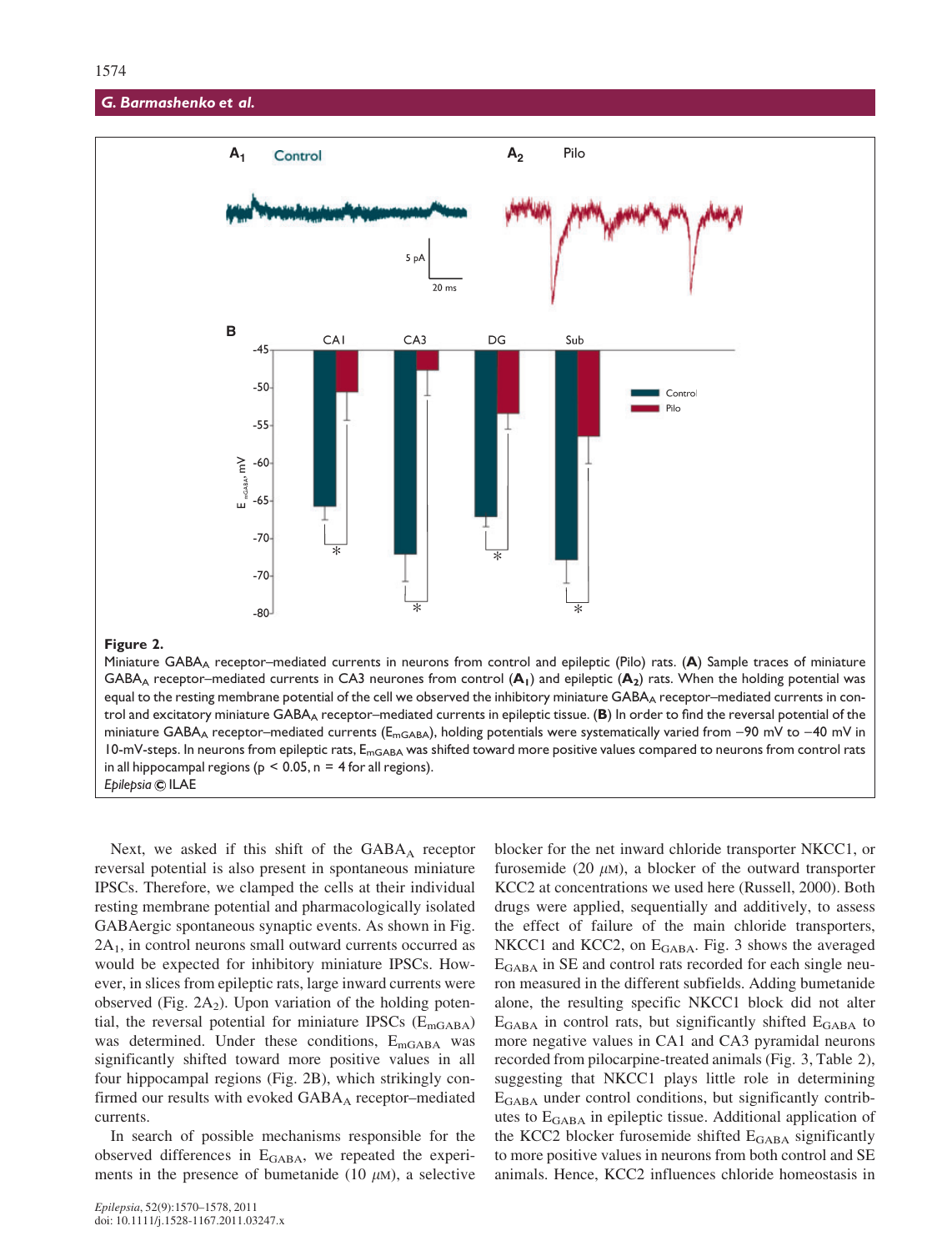**Figure 2.**
Miniature $GABA_A$ receptor–mediated currents in neurons from control and epileptic (Pilo) rats. (**A**) Sample traces of miniature $GABA_A$ receptor–mediated currents in CA3 neurones from control (**A₁**) and epileptic (**A₂**) rats. When the holding potential was equal to the resting membrane potential of the cell we observed the inhibitory miniature $GABA_A$ receptor–mediated currents in control and excitatory miniature $GABA_A$ receptor–mediated currents in epileptic tissue. (**B**) In order to find the reversal potential of the miniature $GABA_A$ receptor–mediated currents ($E_{mGABA}$), holding potentials were systematically varied from −90 mV to −40 mV in 10-mV-steps. In neurons from epileptic rats, $E_{mGABA}$ was shifted toward more positive values compared to neurons from control rats in all hippocampal regions ($p < 0.05$, $n = 4$ for all regions).
*Epilepsia* © ILAE

Next, we asked if this shift of the $GABA_A$ receptor reversal potential is also present in spontaneous miniature IPSCs. Therefore, we clamped the cells at their individual resting membrane potential and pharmacologically isolated GABAergic spontaneous synaptic events. As shown in Fig. $2A_1$, in control neurons small outward currents occurred as would be expected for inhibitory miniature IPSCs. However, in slices from epileptic rats, large inward currents were observed (Fig. $2A_2$). Upon variation of the holding potential, the reversal potential for miniature IPSCs ($E_{mGABA}$) was determined. Under these conditions, $E_{mGABA}$ was significantly shifted toward more positive values in all four hippocampal regions (Fig. 2B), which strikingly confirmed our results with evoked $GABA_A$ receptor–mediated currents.

In search of possible mechanisms responsible for the observed differences in $E_{GABA}$, we repeated the experiments in the presence of bumetanide (10 $\mu$M), a selective blocker for the net inward chloride transporter NKCC1, or furosemide (20 $\mu$M), a blocker of the outward transporter KCC2 at concentrations we used here (Russell, 2000). Both drugs were applied, sequentially and additively, to assess the effect of failure of the main chloride transporters, NKCC1 and KCC2, on $E_{GABA}$. Fig. 3 shows the averaged $E_{GABA}$ in SE and control rats recorded for each single neuron measured in the different subfields. Adding bumetanide alone, the resulting specific NKCC1 block did not alter $E_{GABA}$ in control rats, but significantly shifted $E_{GABA}$ to more negative values in CA1 and CA3 pyramidal neurons recorded from pilocarpine-treated animals (Fig. 3, Table 2), suggesting that NKCC1 plays little role in determining $E_{GABA}$ under control conditions, but significantly contributes to $E_{GABA}$ in epileptic tissue. Additional application of the KCC2 blocker furosemide shifted $E_{GABA}$ significantly to more positive values in neurons from both control and SE animals. Hence, KCC2 influences chloride homeostasis in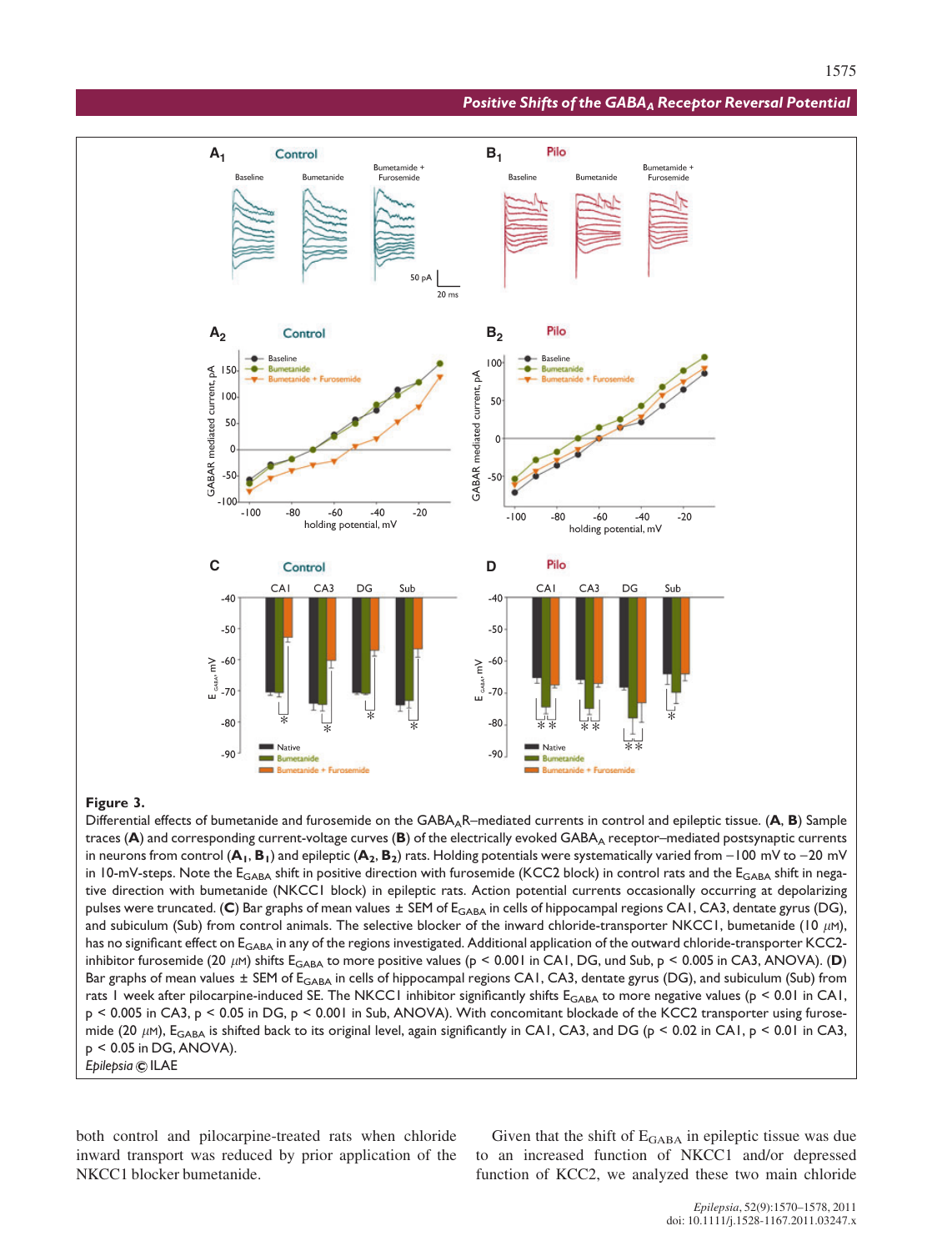**Figure 3.**

Differential effects of bumetanide and furosemide on the $GABA_AR$–mediated currents in control and epileptic tissue. (**A**, **B**) Sample traces (**A**) and corresponding current-voltage curves (**B**) of the electrically evoked $GABA_A$ receptor–mediated postsynaptic currents in neurons from control (**$A_1$**, **$B_1$**) and epileptic (**$A_2$**, **$B_2$**) rats. Holding potentials were systematically varied from −100 mV to −20 mV in 10-mV-steps. Note the $E_{GABA}$ shift in positive direction with furosemide (KCC2 block) in control rats and the $E_{GABA}$ shift in negative direction with bumetanide (NKCC1 block) in epileptic rats. Action potential currents occasionally occurring at depolarizing pulses were truncated. (**C**) Bar graphs of mean values ± SEM of $E_{GABA}$ in cells of hippocampal regions CA1, CA3, dentate gyrus (DG), and subiculum (Sub) from control animals. The selective blocker of the inward chloride-transporter NKCC1, bumetanide (10 $\mu$M), has no significant effect on $E_{GABA}$ in any of the regions investigated. Additional application of the outward chloride-transporter KCC2-inhibitor furosemide (20 $\mu$M) shifts $E_{GABA}$ to more positive values ($p < 0.001$ in CA1, DG, und Sub, $p < 0.005$ in CA3, ANOVA). (**D**) Bar graphs of mean values ± SEM of $E_{GABA}$ in cells of hippocampal regions CA1, CA3, dentate gyrus (DG), and subiculum (Sub) from rats 1 week after pilocarpine-induced SE. The NKCC1 inhibitor significantly shifts $E_{GABA}$ to more negative values ($p < 0.01$ in CA1, $p < 0.005$ in CA3, $p < 0.05$ in DG, $p < 0.001$ in Sub, ANOVA). With concomitant blockade of the KCC2 transporter using furosemide (20 $\mu$M), $E_{GABA}$ is shifted back to its original level, again significantly in CA1, CA3, and DG ($p < 0.02$ in CA1, $p < 0.01$ in CA3, $p < 0.05$ in DG, ANOVA).

*Epilepsia* © ILAE

both control and pilocarpine-treated rats when chloride inward transport was reduced by prior application of the NKCC1 blocker bumetanide.

Given that the shift of $E_{GABA}$ in epileptic tissue was due to an increased function of NKCC1 and/or depressed function of KCC2, we analyzed these two main chloride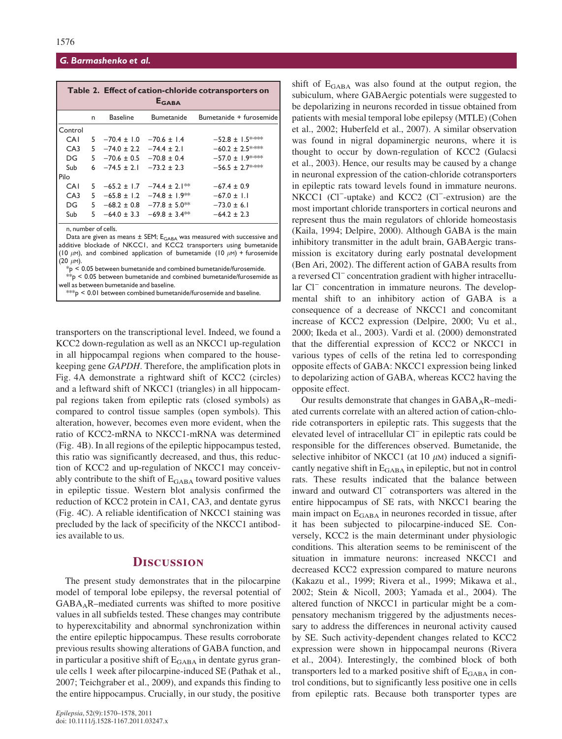**Table 2. Effect of cation-chloride cotransporters on $E_{GABA}$**

| | n | Baseline | Bumetanide | Bumetanide + furosemide |
|---|---|---|---|---|
| Control | | | | |
| CA1 | 5 | −70.4 ± 1.0 | −70.6 ± 1.4 | −52.8 ± 1.5*,*** |
| CA3 | 5 | −74.0 ± 2.2 | −74.4 ± 2.1 | −60.2 ± 2.5*,*** |
| DG | 5 | −70.6 ± 0.5 | −70.8 ± 0.4 | −57.0 ± 1.9*,*** |
| Sub | 6 | −74.5 ± 2.1 | −73.2 ± 2.3 | −56.5 ± 2.7*,*** |
| Pilo | | | | |
| CA1 | 5 | −65.2 ± 1.7 | −74.4 ± 2.1** | −67.4 ± 0.9 |
| CA3 | 5 | −65.8 ± 1.2 | −74.8 ± 1.9** | −67.0 ± 1.1 |
| DG | 5 | −68.2 ± 0.8 | −77.8 ± 5.0** | −73.0 ± 6.1 |
| Sub | 5 | −64.0 ± 3.3 | −69.8 ± 3.4** | −64.2 ± 2.3 |

n, number of cells.

Data are given as means ± SEM; $E_{GABA}$ was measured with successive and additive blockade of NKCC1, and KCC2 transporters using bumetanide (10 $\mu$M), and combined application of bumetamide (10 $\mu$M) + furosemide (20 $\mu$M).

*p < 0.05 between bumetanide and combined bumetanide/furosemide.

**p < 0.05 between bumetanide and combined bumetanide/furosemide as well as between bumetanide and baseline.

***p < 0.01 between combined bumetanide/furosemide and baseline.

transporters on the transcriptional level. Indeed, we found a KCC2 down-regulation as well as an NKCC1 up-regulation in all hippocampal regions when compared to the housekeeping gene *GAPDH*. Therefore, the amplification plots in Fig. 4A demonstrate a rightward shift of KCC2 (circles) and a leftward shift of NKCC1 (triangles) in all hippocampal regions taken from epileptic rats (closed symbols) as compared to control tissue samples (open symbols). This alteration, however, becomes even more evident, when the ratio of KCC2-mRNA to NKCC1-mRNA was determined (Fig. 4B). In all regions of the epileptic hippocampus tested, this ratio was significantly decreased, and thus, this reduction of KCC2 and up-regulation of NKCC1 may conceivably contribute to the shift of $E_{GABA}$ toward positive values in epileptic tissue. Western blot analysis confirmed the reduction of KCC2 protein in CA1, CA3, and dentate gyrus (Fig. 4C). A reliable identification of NKCC1 staining was precluded by the lack of specificity of the NKCC1 antibodies available to us.

## Discussion

The present study demonstrates that in the pilocarpine model of temporal lobe epilepsy, the reversal potential of $GABA_AR$–mediated currents was shifted to more positive values in all subfields tested. These changes may contribute to hyperexcitability and abnormal synchronization within the entire epileptic hippocampus. These results corroborate previous results showing alterations of GABA function, and in particular a positive shift of $E_{GABA}$ in dentate gyrus granule cells 1 week after pilocarpine-induced SE (Pathak et al., 2007; Teichgraber et al., 2009), and expands this finding to the entire hippocampus. Crucially, in our study, the positive shift of $E_{GABA}$ was also found at the output region, the subiculum, where GABAergic potentials were suggested to be depolarizing in neurons recorded in tissue obtained from patients with mesial temporal lobe epilepsy (MTLE) (Cohen et al., 2002; Huberfeld et al., 2007). A similar observation was found in nigral dopaminergic neurons, where it is thought to occur by down-regulation of KCC2 (Gulacsi et al., 2003). Hence, our results may be caused by a change in neuronal expression of the cation-chloride cotransporters in epileptic rats toward levels found in immature neurons. NKCC1 ($Cl^-$-uptake) and KCC2 ($Cl^-$-extrusion) are the most important chloride transporters in cortical neurons and represent thus the main regulators of chloride homeostasis (Kaila, 1994; Delpire, 2000). Although GABA is the main inhibitory transmitter in the adult brain, GABAergic transmission is excitatory during early postnatal development (Ben Ari, 2002). The different action of GABA results from a reversed $Cl^-$ concentration gradient with higher intracellular $Cl^-$ concentration in immature neurons. The developmental shift to an inhibitory action of GABA is a consequence of a decrease of NKCC1 and concomitant increase of KCC2 expression (Delpire, 2000; Vu et al., 2000; Ikeda et al., 2003). Vardi et al. (2000) demonstrated that the differential expression of KCC2 or NKCC1 in various types of cells of the retina led to corresponding opposite effects of GABA: NKCC1 expression being linked to depolarizing action of GABA, whereas KCC2 having the opposite effect.

Our results demonstrate that changes in $GABA_AR$–mediated currents correlate with an altered action of cation-chloride cotransporters in epileptic rats. This suggests that the elevated level of intracellular $Cl^-$ in epileptic rats could be responsible for the differences observed. Bumetanide, the selective inhibitor of NKCC1 (at 10 $\mu$M) induced a significantly negative shift in $E_{GABA}$ in epileptic, but not in control rats. These results indicated that the balance between inward and outward $Cl^-$ cotransporters was altered in the entire hippocampus of SE rats, with NKCC1 bearing the main impact on $E_{GABA}$ in neurones recorded in tissue, after it has been subjected to pilocarpine-induced SE. Conversely, KCC2 is the main determinant under physiologic conditions. This alteration seems to be reminiscent of the situation in immature neurons: increased NKCC1 and decreased KCC2 expression compared to mature neurons (Kakazu et al., 1999; Rivera et al., 1999; Mikawa et al., 2002; Stein & Nicoll, 2003; Yamada et al., 2004). The altered function of NKCC1 in particular might be a compensatory mechanism triggered by the adjustments necessary to address the differences in neuronal activity caused by SE. Such activity-dependent changes related to KCC2 expression were shown in hippocampal neurons (Rivera et al., 2004). Interestingly, the combined block of both transporters led to a marked positive shift of $E_{GABA}$ in control conditions, but to significantly less positive one in cells from epileptic rats. Because both transporter types are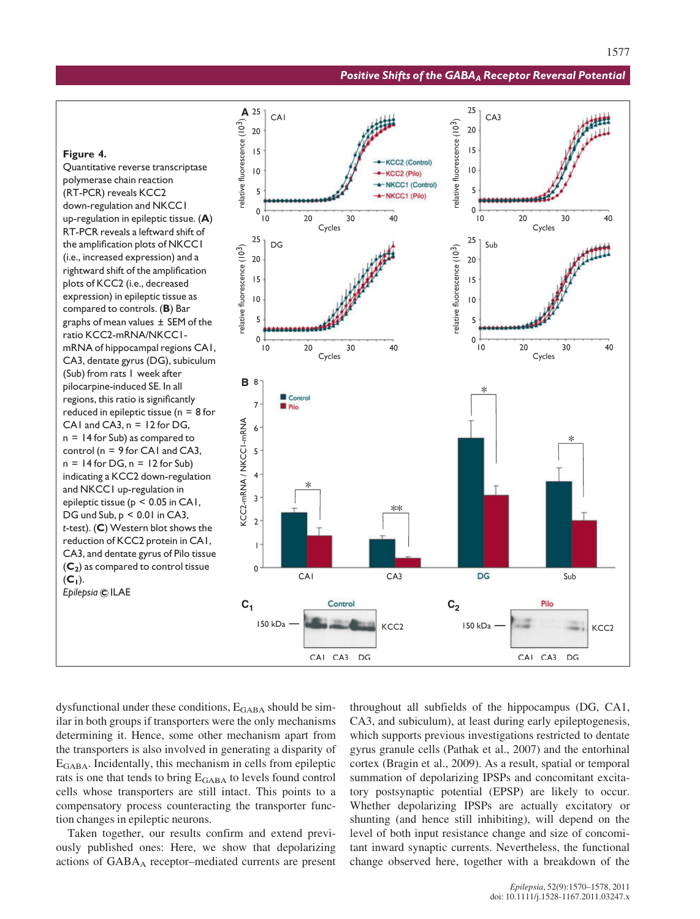**Figure 4.**
Quantitative reverse transcriptase polymerase chain reaction (RT-PCR) reveals KCC2 down-regulation and NKCC1 up-regulation in epileptic tissue. (**A**) RT-PCR reveals a leftward shift of the amplification plots of NKCC1 (i.e., increased expression) and a rightward shift of the amplification plots of KCC2 (i.e., decreased expression) in epileptic tissue as compared to controls. (**B**) Bar graphs of mean values ± SEM of the ratio KCC2-mRNA/NKCC1-mRNA of hippocampal regions CA1, CA3, dentate gyrus (DG), subiculum (Sub) from rats 1 week after pilocarpine-induced SE. In all regions, this ratio is significantly reduced in epileptic tissue (n = 8 for CA1 and CA3, n = 12 for DG, n = 14 for Sub) as compared to control (n = 9 for CA1 and CA3, n = 14 for DG, n = 12 for Sub) indicating a KCC2 down-regulation and NKCC1 up-regulation in epileptic tissue ($p < 0.05$ in CA1, DG und Sub, $p < 0.01$ in CA3, *t*-test). (**C**) Western blot shows the reduction of KCC2 protein in CA1, CA3, and dentate gyrus of Pilo tissue (**C$_2$**) as compared to control tissue (**C$_1$**).
*Epilepsia* © ILAE

dysfunctional under these conditions, $E_{GABA}$ should be similar in both groups if transporters were the only mechanisms determining it. Hence, some other mechanism apart from the transporters is also involved in generating a disparity of $E_{GABA}$. Incidentally, this mechanism in cells from epileptic rats is one that tends to bring $E_{GABA}$ to levels found control cells whose transporters are still intact. This points to a compensatory process counteracting the transporter function changes in epileptic neurons.

Taken together, our results confirm and extend previously published ones: Here, we show that depolarizing actions of $GABA_A$ receptor–mediated currents are present throughout all subfields of the hippocampus (DG, CA1, CA3, and subiculum), at least during early epileptogenesis, which supports previous investigations restricted to dentate gyrus granule cells (Pathak et al., 2007) and the entorhinal cortex (Bragin et al., 2009). As a result, spatial or temporal summation of depolarizing IPSPs and concomitant excitatory postsynaptic potential (EPSP) are likely to occur. Whether depolarizing IPSPs are actually excitatory or shunting (and hence still inhibiting), will depend on the level of both input resistance change and size of concomitant inward synaptic currents. Nevertheless, the functional change observed here, together with a breakdown of the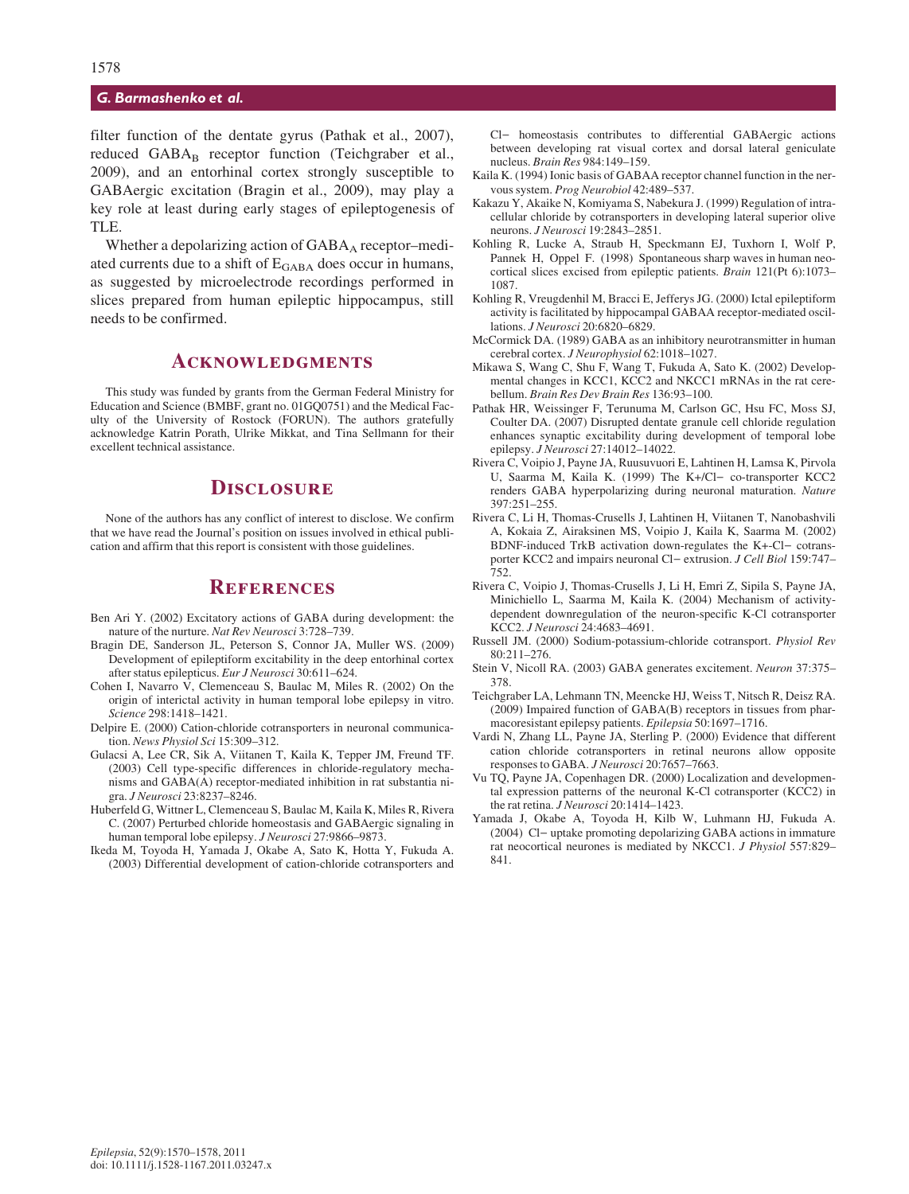filter function of the dentate gyrus (Pathak et al., 2007), reduced $GABA_B$ receptor function (Teichgraber et al., 2009), and an entorhinal cortex strongly susceptible to GABAergic excitation (Bragin et al., 2009), may play a key role at least during early stages of epileptogenesis of TLE.

Whether a depolarizing action of $GABA_A$ receptor–mediated currents due to a shift of $E_{GABA}$ does occur in humans, as suggested by microelectrode recordings performed in slices prepared from human epileptic hippocampus, still needs to be confirmed.

## Acknowledgments

This study was funded by grants from the German Federal Ministry for Education and Science (BMBF, grant no. 01GQ0751) and the Medical Faculty of the University of Rostock (FORUN). The authors gratefully acknowledge Katrin Porath, Ulrike Mikkat, and Tina Sellmann for their excellent technical assistance.

## Disclosure

None of the authors has any conflict of interest to disclose. We confirm that we have read the Journal's position on issues involved in ethical publication and affirm that this report is consistent with those guidelines.

## References

Ben Ari Y. (2002) Excitatory actions of GABA during development: the nature of the nurture. *Nat Rev Neurosci* 3:728–739.

Bragin DE, Sanderson JL, Peterson S, Connor JA, Muller WS. (2009) Development of epileptiform excitability in the deep entorhinal cortex after status epilepticus. *Eur J Neurosci* 30:611–624.

Cohen I, Navarro V, Clemenceau S, Baulac M, Miles R. (2002) On the origin of interictal activity in human temporal lobe epilepsy in vitro. *Science* 298:1418–1421.

Delpire E. (2000) Cation-chloride cotransporters in neuronal communication. *News Physiol Sci* 15:309–312.

Gulacsi A, Lee CR, Sik A, Viitanen T, Kaila K, Tepper JM, Freund TF. (2003) Cell type-specific differences in chloride-regulatory mechanisms and GABA(A) receptor-mediated inhibition in rat substantia nigra. *J Neurosci* 23:8237–8246.

Huberfeld G, Wittner L, Clemenceau S, Baulac M, Kaila K, Miles R, Rivera C. (2007) Perturbed chloride homeostasis and GABAergic signaling in human temporal lobe epilepsy. *J Neurosci* 27:9866–9873.

Ikeda M, Toyoda H, Yamada J, Okabe A, Sato K, Hotta Y, Fukuda A. (2003) Differential development of cation-chloride cotransporters and Cl− homeostasis contributes to differential GABAergic actions between developing rat visual cortex and dorsal lateral geniculate nucleus. *Brain Res* 984:149–159.

Kaila K. (1994) Ionic basis of GABAA receptor channel function in the nervous system. *Prog Neurobiol* 42:489–537.

Kakazu Y, Akaike N, Komiyama S, Nabekura J. (1999) Regulation of intracellular chloride by cotransporters in developing lateral superior olive neurons. *J Neurosci* 19:2843–2851.

Kohling R, Lucke A, Straub H, Speckmann EJ, Tuxhorn I, Wolf P, Pannek H, Oppel F. (1998) Spontaneous sharp waves in human neocortical slices excised from epileptic patients. *Brain* 121(Pt 6):1073–1087.

Kohling R, Vreugdenhil M, Bracci E, Jefferys JG. (2000) Ictal epileptiform activity is facilitated by hippocampal GABAA receptor-mediated oscillations. *J Neurosci* 20:6820–6829.

McCormick DA. (1989) GABA as an inhibitory neurotransmitter in human cerebral cortex. *J Neurophysiol* 62:1018–1027.

Mikawa S, Wang C, Shu F, Wang T, Fukuda A, Sato K. (2002) Developmental changes in KCC1, KCC2 and NKCC1 mRNAs in the rat cerebellum. *Brain Res Dev Brain Res* 136:93–100.

Pathak HR, Weissinger F, Terunuma M, Carlson GC, Hsu FC, Moss SJ, Coulter DA. (2007) Disrupted dentate granule cell chloride regulation enhances synaptic excitability during development of temporal lobe epilepsy. *J Neurosci* 27:14012–14022.

Rivera C, Voipio J, Payne JA, Ruusuvuori E, Lahtinen H, Lamsa K, Pirvola U, Saarma M, Kaila K. (1999) The K+/Cl− co-transporter KCC2 renders GABA hyperpolarizing during neuronal maturation. *Nature* 397:251–255.

Rivera C, Li H, Thomas-Crusells J, Lahtinen H, Viitanen T, Nanobashvili A, Kokaia Z, Airaksinen MS, Voipio J, Kaila K, Saarma M. (2002) BDNF-induced TrkB activation down-regulates the K+-Cl− cotransporter KCC2 and impairs neuronal Cl− extrusion. *J Cell Biol* 159:747–752.

Rivera C, Voipio J, Thomas-Crusells J, Li H, Emri Z, Sipila S, Payne JA, Minichiello L, Saarma M, Kaila K. (2004) Mechanism of activity-dependent downregulation of the neuron-specific K-Cl cotransporter KCC2. *J Neurosci* 24:4683–4691.

Russell JM. (2000) Sodium-potassium-chloride cotransport. *Physiol Rev* 80:211–276.

Stein V, Nicoll RA. (2003) GABA generates excitement. *Neuron* 37:375–378.

Teichgraber LA, Lehmann TN, Meencke HJ, Weiss T, Nitsch R, Deisz RA. (2009) Impaired function of GABA(B) receptors in tissues from pharmacoresistant epilepsy patients. *Epilepsia* 50:1697–1716.

Vardi N, Zhang LL, Payne JA, Sterling P. (2000) Evidence that different cation chloride cotransporters in retinal neurons allow opposite responses to GABA. *J Neurosci* 20:7657–7663.

Vu TQ, Payne JA, Copenhagen DR. (2000) Localization and developmental expression patterns of the neuronal K-Cl cotransporter (KCC2) in the rat retina. *J Neurosci* 20:1414–1423.

Yamada J, Okabe A, Toyoda H, Kilb W, Luhmann HJ, Fukuda A. (2004) Cl− uptake promoting depolarizing GABA actions in immature rat neocortical neurones is mediated by NKCC1. *J Physiol* 557:829–841.